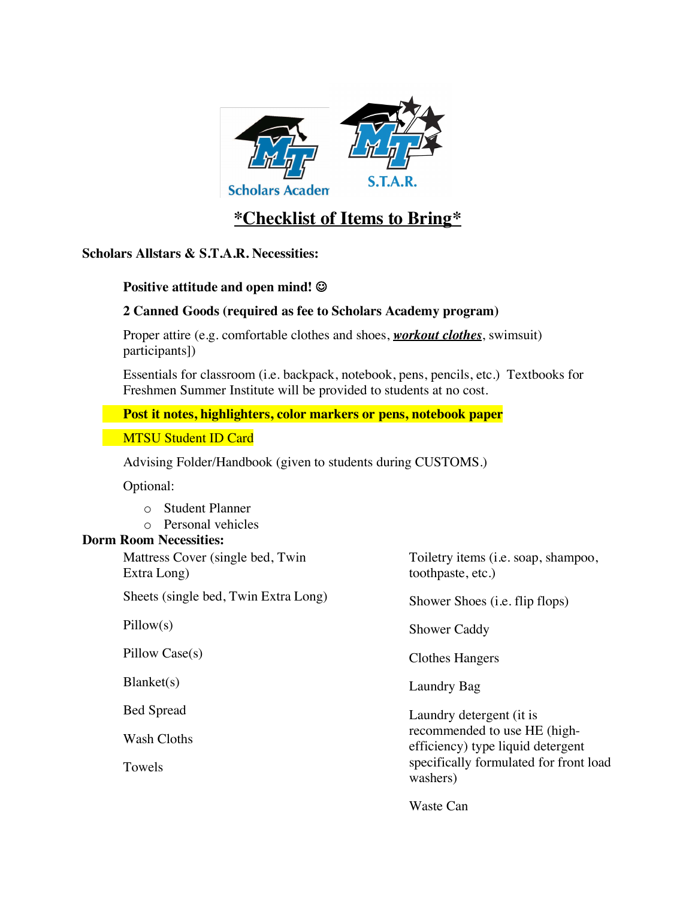# *Checklist of Items to Bring*

**Scholars Allstars & S.T.A.R. Necessities:**

**Positive attitude and open mind! ☺**

**2 Canned Goods (required as fee to Scholars Academy program)**

Proper attire (e.g. comfortable clothes and shoes, ***workout clothes***, swimsuit) participants])

Essentials for classroom (i.e. backpack, notebook, pens, pencils, etc.) Textbooks for Freshmen Summer Institute will be provided to students at no cost.

**Post it notes, highlighters, color markers or pens, notebook paper**

MTSU Student ID Card

Advising Folder/Handbook (given to students during CUSTOMS.)

Optional:

- Student Planner
- Personal vehicles

**Dorm Room Necessities:**

Mattress Cover (single bed, Twin Extra Long)

Sheets (single bed, Twin Extra Long)

Pillow(s)

Pillow Case(s)

Blanket(s)

Bed Spread

Wash Cloths

Towels

Toiletry items (i.e. soap, shampoo, toothpaste, etc.)

Shower Shoes (i.e. flip flops)

Shower Caddy

Clothes Hangers

Laundry Bag

Laundry detergent (it is recommended to use HE (high-efficiency) type liquid detergent specifically formulated for front load washers)

Waste Can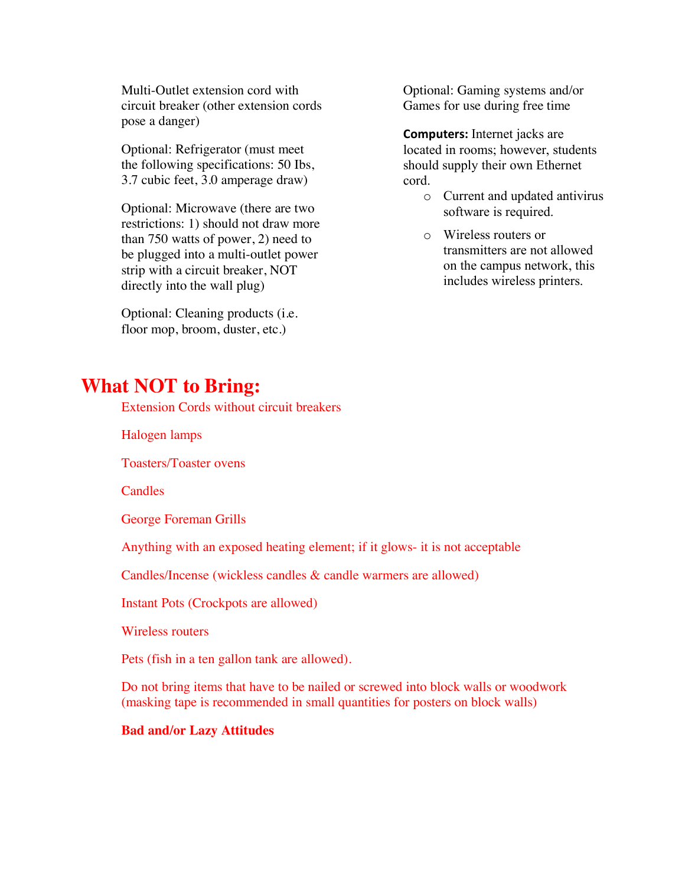Multi-Outlet extension cord with circuit breaker (other extension cords pose a danger)

Optional: Refrigerator (must meet the following specifications: 50 Ibs, 3.7 cubic feet, 3.0 amperage draw)

Optional: Microwave (there are two restrictions: 1) should not draw more than 750 watts of power, 2) need to be plugged into a multi-outlet power strip with a circuit breaker, NOT directly into the wall plug)

Optional: Cleaning products (i.e. floor mop, broom, duster, etc.)

Optional: Gaming systems and/or Games for use during free time

**Computers:** Internet jacks are located in rooms; however, students should supply their own Ethernet cord.

- Current and updated antivirus software is required.
- Wireless routers or transmitters are not allowed on the campus network, this includes wireless printers.

# What NOT to Bring:

Extension Cords without circuit breakers

Halogen lamps

Toasters/Toaster ovens

Candles

George Foreman Grills

Anything with an exposed heating element; if it glows- it is not acceptable

Candles/Incense (wickless candles & candle warmers are allowed)

Instant Pots (Crockpots are allowed)

Wireless routers

Pets (fish in a ten gallon tank are allowed).

Do not bring items that have to be nailed or screwed into block walls or woodwork (masking tape is recommended in small quantities for posters on block walls)

**Bad and/or Lazy Attitudes**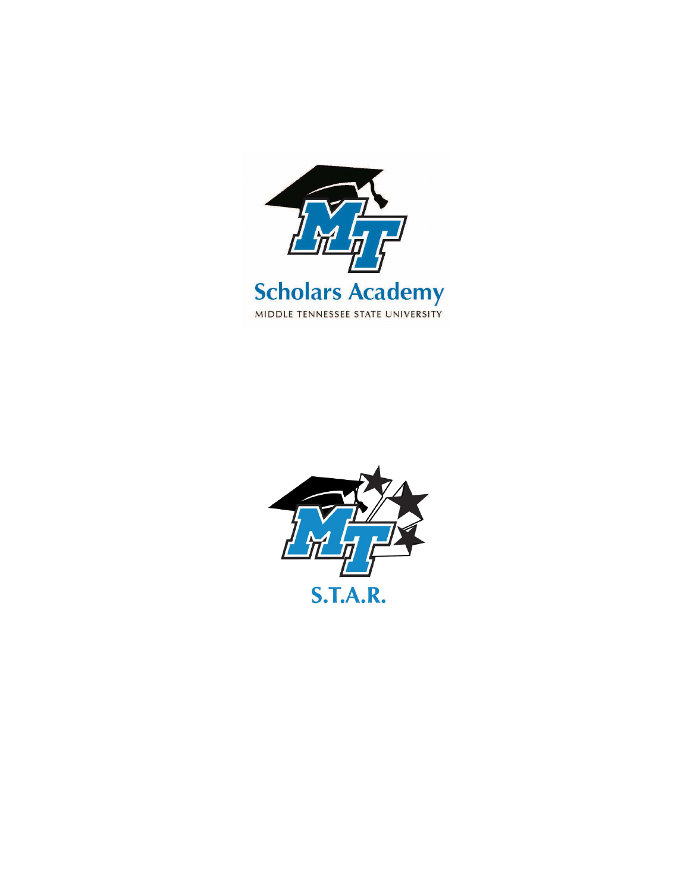Scholars Academy

MIDDLE TENNESSEE STATE UNIVERSITY

S.T.A.R.